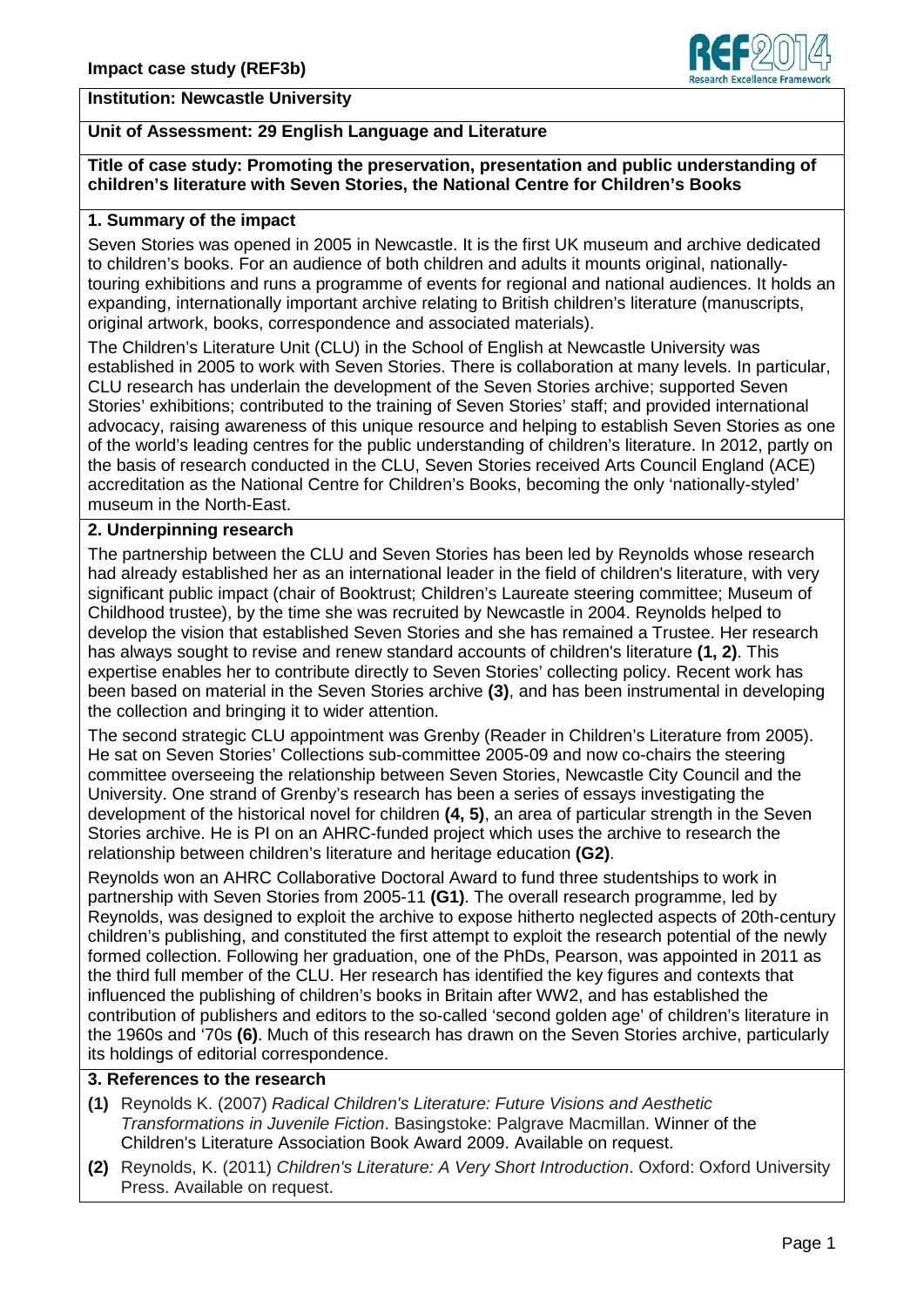**Impact case study (REF3b)**

**Institution: Newcastle University**

**Unit of Assessment: 29 English Language and Literature**

**Title of case study: Promoting the preservation, presentation and public understanding of children's literature with Seven Stories, the National Centre for Children's Books**

## 1. Summary of the impact

Seven Stories was opened in 2005 in Newcastle. It is the first UK museum and archive dedicated to children's books. For an audience of both children and adults it mounts original, nationally-touring exhibitions and runs a programme of events for regional and national audiences. It holds an expanding, internationally important archive relating to British children's literature (manuscripts, original artwork, books, correspondence and associated materials).

The Children's Literature Unit (CLU) in the School of English at Newcastle University was established in 2005 to work with Seven Stories. There is collaboration at many levels. In particular, CLU research has underlain the development of the Seven Stories archive; supported Seven Stories' exhibitions; contributed to the training of Seven Stories' staff; and provided international advocacy, raising awareness of this unique resource and helping to establish Seven Stories as one of the world's leading centres for the public understanding of children's literature. In 2012, partly on the basis of research conducted in the CLU, Seven Stories received Arts Council England (ACE) accreditation as the National Centre for Children's Books, becoming the only 'nationally-styled' museum in the North-East.

## 2. Underpinning research

The partnership between the CLU and Seven Stories has been led by Reynolds whose research had already established her as an international leader in the field of children's literature, with very significant public impact (chair of Booktrust; Children's Laureate steering committee; Museum of Childhood trustee), by the time she was recruited by Newcastle in 2004. Reynolds helped to develop the vision that established Seven Stories and she has remained a Trustee. Her research has always sought to revise and renew standard accounts of children's literature **(1, 2)**. This expertise enables her to contribute directly to Seven Stories' collecting policy. Recent work has been based on material in the Seven Stories archive **(3)**, and has been instrumental in developing the collection and bringing it to wider attention.

The second strategic CLU appointment was Grenby (Reader in Children's Literature from 2005). He sat on Seven Stories' Collections sub-committee 2005-09 and now co-chairs the steering committee overseeing the relationship between Seven Stories, Newcastle City Council and the University. One strand of Grenby's research has been a series of essays investigating the development of the historical novel for children **(4, 5)**, an area of particular strength in the Seven Stories archive. He is PI on an AHRC-funded project which uses the archive to research the relationship between children's literature and heritage education **(G2)**.

Reynolds won an AHRC Collaborative Doctoral Award to fund three studentships to work in partnership with Seven Stories from 2005-11 **(G1)**. The overall research programme, led by Reynolds, was designed to exploit the archive to expose hitherto neglected aspects of 20th-century children's publishing, and constituted the first attempt to exploit the research potential of the newly formed collection. Following her graduation, one of the PhDs, Pearson, was appointed in 2011 as the third full member of the CLU. Her research has identified the key figures and contexts that influenced the publishing of children's books in Britain after WW2, and has established the contribution of publishers and editors to the so-called 'second golden age' of children's literature in the 1960s and '70s **(6)**. Much of this research has drawn on the Seven Stories archive, particularly its holdings of editorial correspondence.

## 3. References to the research

- **(1)** Reynolds K. (2007) *Radical Children's Literature: Future Visions and Aesthetic Transformations in Juvenile Fiction*. Basingstoke: Palgrave Macmillan. Winner of the Children's Literature Association Book Award 2009. Available on request.
- **(2)** Reynolds, K. (2011) *Children's Literature: A Very Short Introduction*. Oxford: Oxford University Press. Available on request.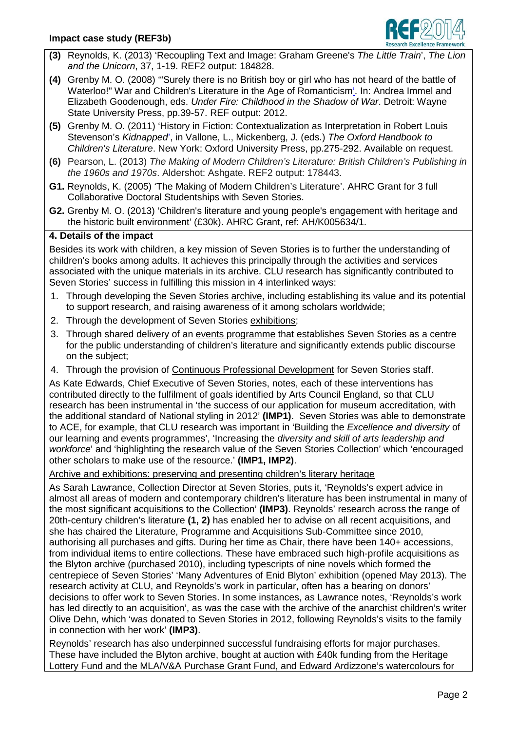**(3)** Reynolds, K. (2013) 'Recoupling Text and Image: Graham Greene's *The Little Train*', *The Lion and the Unicorn*, 37, 1-19. REF2 output: 184828.

**(4)** Grenby M. O. (2008) '"Surely there is no British boy or girl who has not heard of the battle of Waterloo!" War and Children's Literature in the Age of Romanticism'. In: Andrea Immel and Elizabeth Goodenough, eds. *Under Fire: Childhood in the Shadow of War*. Detroit: Wayne State University Press, pp.39-57. REF output: 2012.

**(5)** Grenby M. O. (2011) 'History in Fiction: Contextualization as Interpretation in Robert Louis Stevenson's *Kidnapped*', in Vallone, L., Mickenberg, J. (eds.) *The Oxford Handbook to Children's Literature*. New York: Oxford University Press, pp.275-292. Available on request.

**(6)** Pearson, L. (2013) *The Making of Modern Children's Literature: British Children's Publishing in the 1960s and 1970s*. Aldershot: Ashgate. REF2 output: 178443.

**G1.** Reynolds, K. (2005) 'The Making of Modern Children's Literature'. AHRC Grant for 3 full Collaborative Doctoral Studentships with Seven Stories.

**G2.** Grenby M. O. (2013) 'Children's literature and young people's engagement with heritage and the historic built environment' (£30k). AHRC Grant, ref: AH/K005634/1.

## 4. Details of the impact

Besides its work with children, a key mission of Seven Stories is to further the understanding of children's books among adults. It achieves this principally through the activities and services associated with the unique materials in its archive. CLU research has significantly contributed to Seven Stories' success in fulfilling this mission in 4 interlinked ways:

1. Through developing the Seven Stories archive, including establishing its value and its potential to support research, and raising awareness of it among scholars worldwide;
2. Through the development of Seven Stories exhibitions;
3. Through shared delivery of an events programme that establishes Seven Stories as a centre for the public understanding of children's literature and significantly extends public discourse on the subject;
4. Through the provision of Continuous Professional Development for Seven Stories staff.

As Kate Edwards, Chief Executive of Seven Stories, notes, each of these interventions has contributed directly to the fulfilment of goals identified by Arts Council England, so that CLU research has been instrumental in 'the success of our application for museum accreditation, with the additional standard of National styling in 2012' **(IMP1)**. Seven Stories was able to demonstrate to ACE, for example, that CLU research was important in 'Building the *Excellence and diversity* of our learning and events programmes', 'Increasing the *diversity and skill of arts leadership and workforce*' and 'highlighting the research value of the Seven Stories Collection' which 'encouraged other scholars to make use of the resource.' **(IMP1, IMP2)**.

Archive and exhibitions: preserving and presenting children's literary heritage

As Sarah Lawrance, Collection Director at Seven Stories, puts it, 'Reynolds's expert advice in almost all areas of modern and contemporary children's literature has been instrumental in many of the most significant acquisitions to the Collection' **(IMP3)**. Reynolds' research across the range of 20th-century children's literature **(1, 2)** has enabled her to advise on all recent acquisitions, and she has chaired the Literature, Programme and Acquisitions Sub-Committee since 2010, authorising all purchases and gifts. During her time as Chair, there have been 140+ accessions, from individual items to entire collections. These have embraced such high-profile acquisitions as the Blyton archive (purchased 2010), including typescripts of nine novels which formed the centrepiece of Seven Stories' 'Many Adventures of Enid Blyton' exhibition (opened May 2013). The research activity at CLU, and Reynolds's work in particular, often has a bearing on donors' decisions to offer work to Seven Stories. In some instances, as Lawrance notes, 'Reynolds's work has led directly to an acquisition', as was the case with the archive of the anarchist children's writer Olive Dehn, which 'was donated to Seven Stories in 2012, following Reynolds's visits to the family in connection with her work' **(IMP3)**.

Reynolds' research has also underpinned successful fundraising efforts for major purchases. These have included the Blyton archive, bought at auction with £40k funding from the Heritage Lottery Fund and the MLA/V&A Purchase Grant Fund, and Edward Ardizzone's watercolours for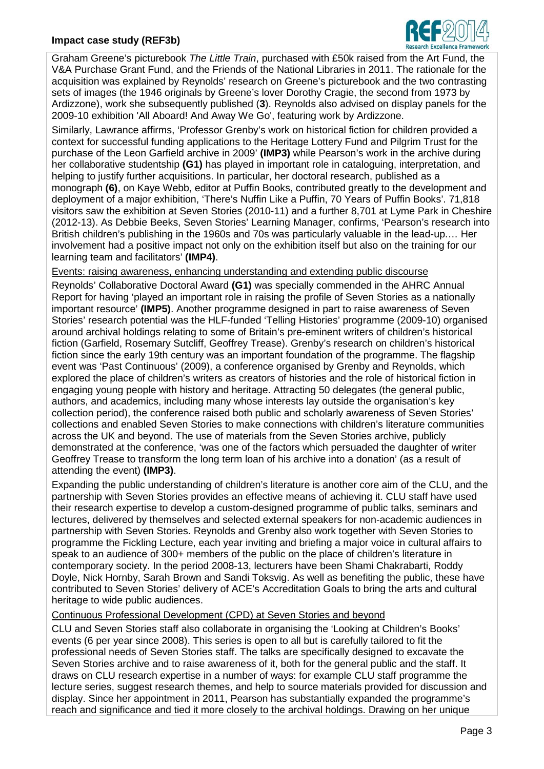Graham Greene's picturebook *The Little Train*, purchased with £50k raised from the Art Fund, the V&A Purchase Grant Fund, and the Friends of the National Libraries in 2011. The rationale for the acquisition was explained by Reynolds' research on Greene's picturebook and the two contrasting sets of images (the 1946 originals by Greene's lover Dorothy Cragie, the second from 1973 by Ardizzone), work she subsequently published (**3**). Reynolds also advised on display panels for the 2009-10 exhibition 'All Aboard! And Away We Go', featuring work by Ardizzone.

Similarly, Lawrance affirms, 'Professor Grenby's work on historical fiction for children provided a context for successful funding applications to the Heritage Lottery Fund and Pilgrim Trust for the purchase of the Leon Garfield archive in 2009' **(IMP3)** while Pearson's work in the archive during her collaborative studentship **(G1)** has played in important role in cataloguing, interpretation, and helping to justify further acquisitions. In particular, her doctoral research, published as a monograph **(6)**, on Kaye Webb, editor at Puffin Books, contributed greatly to the development and deployment of a major exhibition, 'There's Nuffin Like a Puffin, 70 Years of Puffin Books'. 71,818 visitors saw the exhibition at Seven Stories (2010-11) and a further 8,701 at Lyme Park in Cheshire (2012-13). As Debbie Beeks, Seven Stories' Learning Manager, confirms, 'Pearson's research into British children's publishing in the 1960s and 70s was particularly valuable in the lead-up…. Her involvement had a positive impact not only on the exhibition itself but also on the training for our learning team and facilitators' **(IMP4)**.

Events: raising awareness, enhancing understanding and extending public discourse

Reynolds' Collaborative Doctoral Award **(G1)** was specially commended in the AHRC Annual Report for having 'played an important role in raising the profile of Seven Stories as a nationally important resource' **(IMP5)**. Another programme designed in part to raise awareness of Seven Stories' research potential was the HLF-funded 'Telling Histories' programme (2009-10) organised around archival holdings relating to some of Britain's pre-eminent writers of children's historical fiction (Garfield, Rosemary Sutcliff, Geoffrey Trease). Grenby's research on children's historical fiction since the early 19th century was an important foundation of the programme. The flagship event was 'Past Continuous' (2009), a conference organised by Grenby and Reynolds, which explored the place of children's writers as creators of histories and the role of historical fiction in engaging young people with history and heritage. Attracting 50 delegates (the general public, authors, and academics, including many whose interests lay outside the organisation's key collection period), the conference raised both public and scholarly awareness of Seven Stories' collections and enabled Seven Stories to make connections with children's literature communities across the UK and beyond. The use of materials from the Seven Stories archive, publicly demonstrated at the conference, 'was one of the factors which persuaded the daughter of writer Geoffrey Trease to transform the long term loan of his archive into a donation' (as a result of attending the event) **(IMP3)**.

Expanding the public understanding of children's literature is another core aim of the CLU, and the partnership with Seven Stories provides an effective means of achieving it. CLU staff have used their research expertise to develop a custom-designed programme of public talks, seminars and lectures, delivered by themselves and selected external speakers for non-academic audiences in partnership with Seven Stories. Reynolds and Grenby also work together with Seven Stories to programme the Fickling Lecture, each year inviting and briefing a major voice in cultural affairs to speak to an audience of 300+ members of the public on the place of children's literature in contemporary society. In the period 2008-13, lecturers have been Shami Chakrabarti, Roddy Doyle, Nick Hornby, Sarah Brown and Sandi Toksvig. As well as benefiting the public, these have contributed to Seven Stories' delivery of ACE's Accreditation Goals to bring the arts and cultural heritage to wide public audiences.

Continuous Professional Development (CPD) at Seven Stories and beyond

CLU and Seven Stories staff also collaborate in organising the 'Looking at Children's Books' events (6 per year since 2008). This series is open to all but is carefully tailored to fit the professional needs of Seven Stories staff. The talks are specifically designed to excavate the Seven Stories archive and to raise awareness of it, both for the general public and the staff. It draws on CLU research expertise in a number of ways: for example CLU staff programme the lecture series, suggest research themes, and help to source materials provided for discussion and display. Since her appointment in 2011, Pearson has substantially expanded the programme's reach and significance and tied it more closely to the archival holdings. Drawing on her unique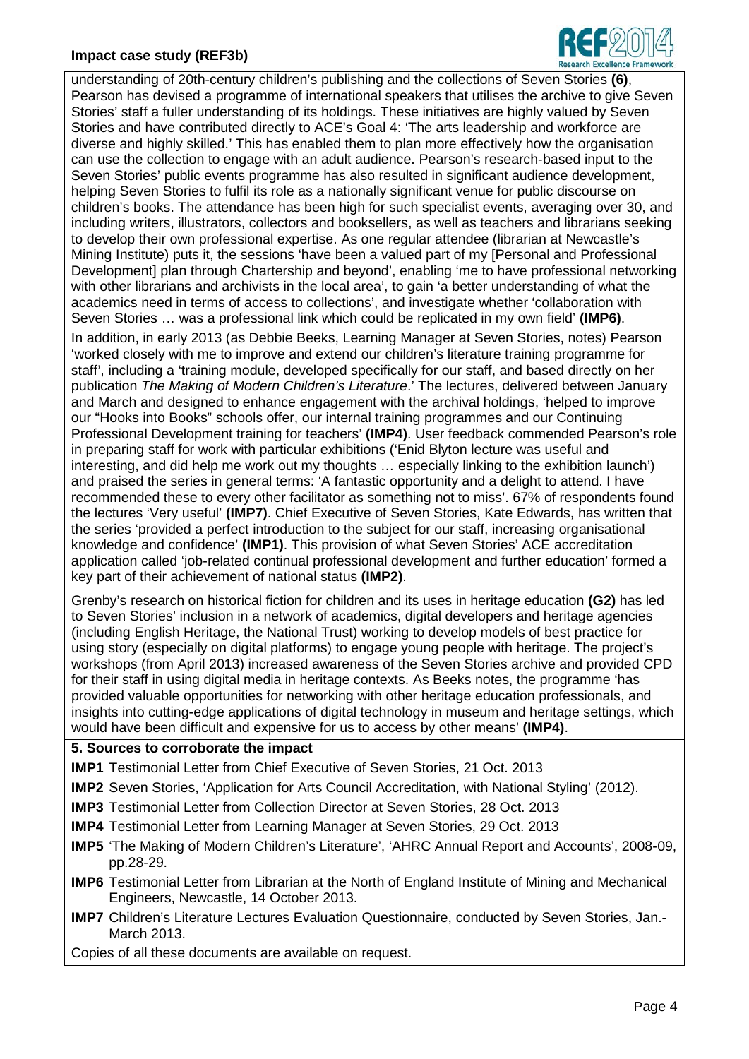understanding of 20th-century children's publishing and the collections of Seven Stories **(6)**, Pearson has devised a programme of international speakers that utilises the archive to give Seven Stories' staff a fuller understanding of its holdings. These initiatives are highly valued by Seven Stories and have contributed directly to ACE's Goal 4: 'The arts leadership and workforce are diverse and highly skilled.' This has enabled them to plan more effectively how the organisation can use the collection to engage with an adult audience. Pearson's research-based input to the Seven Stories' public events programme has also resulted in significant audience development, helping Seven Stories to fulfil its role as a nationally significant venue for public discourse on children's books. The attendance has been high for such specialist events, averaging over 30, and including writers, illustrators, collectors and booksellers, as well as teachers and librarians seeking to develop their own professional expertise. As one regular attendee (librarian at Newcastle's Mining Institute) puts it, the sessions 'have been a valued part of my [Personal and Professional Development] plan through Chartership and beyond', enabling 'me to have professional networking with other librarians and archivists in the local area', to gain 'a better understanding of what the academics need in terms of access to collections', and investigate whether 'collaboration with Seven Stories … was a professional link which could be replicated in my own field' **(IMP6)**.

In addition, in early 2013 (as Debbie Beeks, Learning Manager at Seven Stories, notes) Pearson 'worked closely with me to improve and extend our children's literature training programme for staff', including a 'training module, developed specifically for our staff, and based directly on her publication *The Making of Modern Children's Literature*.' The lectures, delivered between January and March and designed to enhance engagement with the archival holdings, 'helped to improve our "Hooks into Books" schools offer, our internal training programmes and our Continuing Professional Development training for teachers' **(IMP4)**. User feedback commended Pearson's role in preparing staff for work with particular exhibitions ('Enid Blyton lecture was useful and interesting, and did help me work out my thoughts … especially linking to the exhibition launch') and praised the series in general terms: 'A fantastic opportunity and a delight to attend. I have recommended these to every other facilitator as something not to miss'. 67% of respondents found the lectures 'Very useful' **(IMP7)**. Chief Executive of Seven Stories, Kate Edwards, has written that the series 'provided a perfect introduction to the subject for our staff, increasing organisational knowledge and confidence' **(IMP1)**. This provision of what Seven Stories' ACE accreditation application called 'job-related continual professional development and further education' formed a key part of their achievement of national status **(IMP2)**.

Grenby's research on historical fiction for children and its uses in heritage education **(G2)** has led to Seven Stories' inclusion in a network of academics, digital developers and heritage agencies (including English Heritage, the National Trust) working to develop models of best practice for using story (especially on digital platforms) to engage young people with heritage. The project's workshops (from April 2013) increased awareness of the Seven Stories archive and provided CPD for their staff in using digital media in heritage contexts. As Beeks notes, the programme 'has provided valuable opportunities for networking with other heritage education professionals, and insights into cutting-edge applications of digital technology in museum and heritage settings, which would have been difficult and expensive for us to access by other means' **(IMP4)**.

## 5. Sources to corroborate the impact

**IMP1** Testimonial Letter from Chief Executive of Seven Stories, 21 Oct. 2013

**IMP2** Seven Stories, 'Application for Arts Council Accreditation, with National Styling' (2012).

**IMP3** Testimonial Letter from Collection Director at Seven Stories, 28 Oct. 2013

**IMP4** Testimonial Letter from Learning Manager at Seven Stories, 29 Oct. 2013

**IMP5** 'The Making of Modern Children's Literature', 'AHRC Annual Report and Accounts', 2008-09, pp.28-29.

**IMP6** Testimonial Letter from Librarian at the North of England Institute of Mining and Mechanical Engineers, Newcastle, 14 October 2013.

**IMP7** Children's Literature Lectures Evaluation Questionnaire, conducted by Seven Stories, Jan.-March 2013.

Copies of all these documents are available on request.